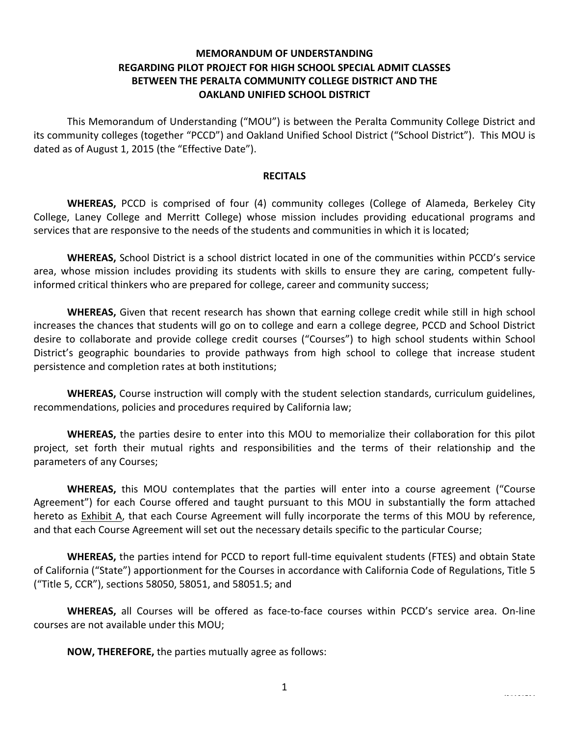# MEMORANDUM OF UNDERSTANDING REGARDING PILOT PROJECT FOR HIGH SCHOOL SPECIAL ADMIT CLASSES BETWEEN THE PERALTA COMMUNITY COLLEGE DISTRICT AND THE OAKLAND UNIFIED SCHOOL DISTRICT

This Memorandum of Understanding ("MOU") is between the Peralta Community College District and its community colleges (together "PCCD") and Oakland Unified School District ("School District"). This MOU is dated as of August 1, 2015 (the "Effective Date").

## RECITALS

**WHEREAS,** PCCD is comprised of four (4) community colleges (College of Alameda, Berkeley City College, Laney College and Merritt College) whose mission includes providing educational programs and services that are responsive to the needs of the students and communities in which it is located;

**WHEREAS,** School District is a school district located in one of the communities within PCCD's service area, whose mission includes providing its students with skills to ensure they are caring, competent fully-informed critical thinkers who are prepared for college, career and community success;

**WHEREAS,** Given that recent research has shown that earning college credit while still in high school increases the chances that students will go on to college and earn a college degree, PCCD and School District desire to collaborate and provide college credit courses ("Courses") to high school students within School District's geographic boundaries to provide pathways from high school to college that increase student persistence and completion rates at both institutions;

**WHEREAS,** Course instruction will comply with the student selection standards, curriculum guidelines, recommendations, policies and procedures required by California law;

**WHEREAS,** the parties desire to enter into this MOU to memorialize their collaboration for this pilot project, set forth their mutual rights and responsibilities and the terms of their relationship and the parameters of any Courses;

**WHEREAS,** this MOU contemplates that the parties will enter into a course agreement ("Course Agreement") for each Course offered and taught pursuant to this MOU in substantially the form attached hereto as Exhibit A, that each Course Agreement will fully incorporate the terms of this MOU by reference, and that each Course Agreement will set out the necessary details specific to the particular Course;

**WHEREAS,** the parties intend for PCCD to report full-time equivalent students (FTES) and obtain State of California ("State") apportionment for the Courses in accordance with California Code of Regulations, Title 5 ("Title 5, CCR"), sections 58050, 58051, and 58051.5; and

**WHEREAS,** all Courses will be offered as face-to-face courses within PCCD's service area. On-line courses are not available under this MOU;

**NOW, THEREFORE,** the parties mutually agree as follows: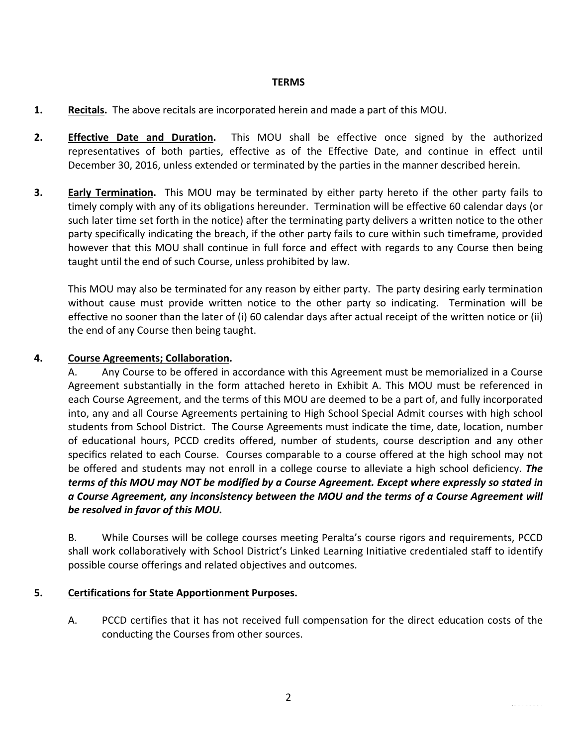**TERMS**

1. **Recitals.** The above recitals are incorporated herein and made a part of this MOU.

2. **Effective Date and Duration.** This MOU shall be effective once signed by the authorized representatives of both parties, effective as of the Effective Date, and continue in effect until December 30, 2016, unless extended or terminated by the parties in the manner described herein.

3. **Early Termination.** This MOU may be terminated by either party hereto if the other party fails to timely comply with any of its obligations hereunder. Termination will be effective 60 calendar days (or such later time set forth in the notice) after the terminating party delivers a written notice to the other party specifically indicating the breach, if the other party fails to cure within such timeframe, provided however that this MOU shall continue in full force and effect with regards to any Course then being taught until the end of such Course, unless prohibited by law.

   This MOU may also be terminated for any reason by either party. The party desiring early termination without cause must provide written notice to the other party so indicating. Termination will be effective no sooner than the later of (i) 60 calendar days after actual receipt of the written notice or (ii) the end of any Course then being taught.

4. **Course Agreements; Collaboration.**

   A. Any Course to be offered in accordance with this Agreement must be memorialized in a Course Agreement substantially in the form attached hereto in Exhibit A. This MOU must be referenced in each Course Agreement, and the terms of this MOU are deemed to be a part of, and fully incorporated into, any and all Course Agreements pertaining to High School Special Admit courses with high school students from School District. The Course Agreements must indicate the time, date, location, number of educational hours, PCCD credits offered, number of students, course description and any other specifics related to each Course. Courses comparable to a course offered at the high school may not be offered and students may not enroll in a college course to alleviate a high school deficiency. ***The terms of this MOU may NOT be modified by a Course Agreement. Except where expressly so stated in a Course Agreement, any inconsistency between the MOU and the terms of a Course Agreement will be resolved in favor of this MOU.***

   B. While Courses will be college courses meeting Peralta's course rigors and requirements, PCCD shall work collaboratively with School District's Linked Learning Initiative credentialed staff to identify possible course offerings and related objectives and outcomes.

5. **Certifications for State Apportionment Purposes.**

   A. PCCD certifies that it has not received full compensation for the direct education costs of the conducting the Courses from other sources.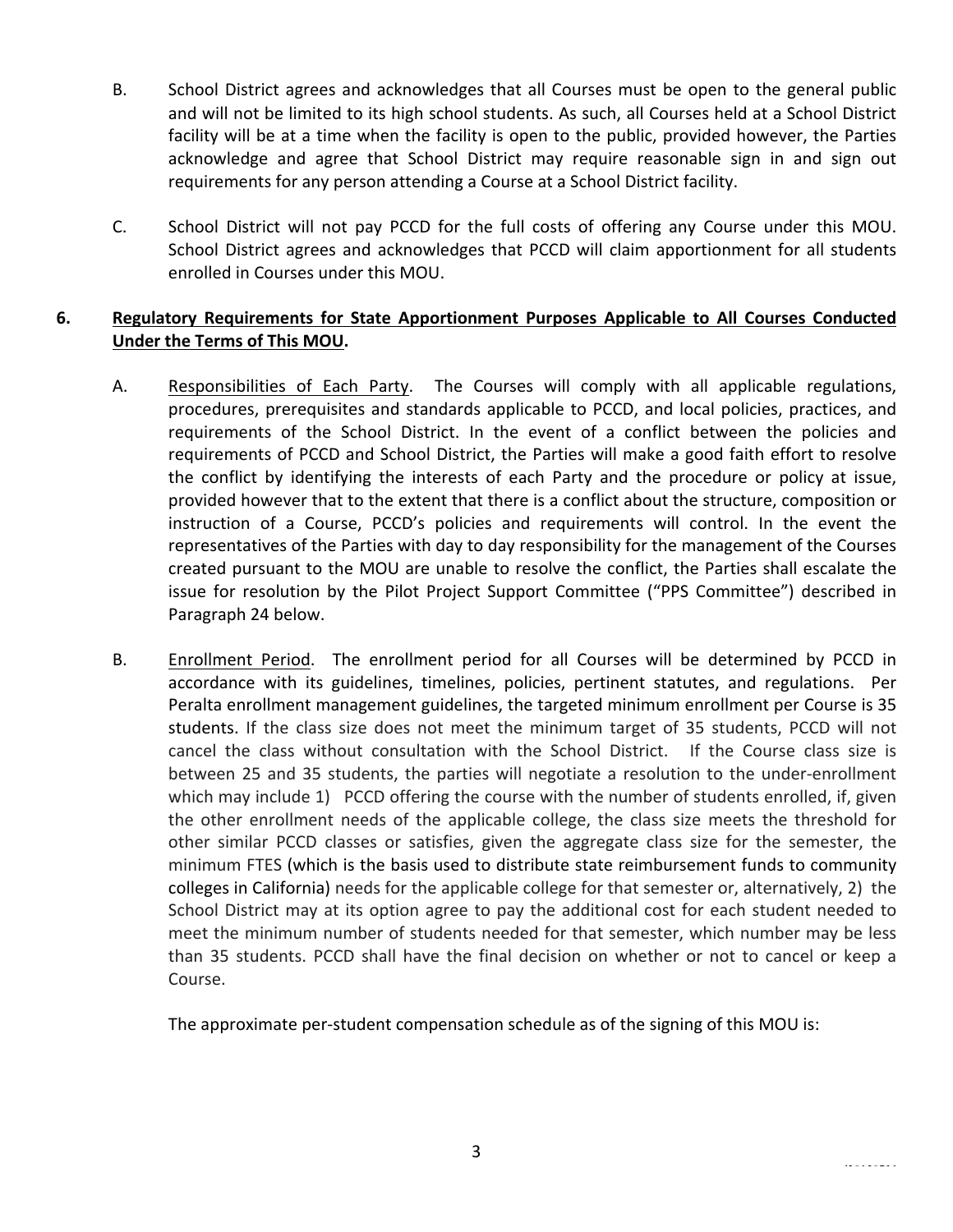B. School District agrees and acknowledges that all Courses must be open to the general public and will not be limited to its high school students. As such, all Courses held at a School District facility will be at a time when the facility is open to the public, provided however, the Parties acknowledge and agree that School District may require reasonable sign in and sign out requirements for any person attending a Course at a School District facility.

C. School District will not pay PCCD for the full costs of offering any Course under this MOU. School District agrees and acknowledges that PCCD will claim apportionment for all students enrolled in Courses under this MOU.

**6. Regulatory Requirements for State Apportionment Purposes Applicable to All Courses Conducted Under the Terms of This MOU.**

A. Responsibilities of Each Party. The Courses will comply with all applicable regulations, procedures, prerequisites and standards applicable to PCCD, and local policies, practices, and requirements of the School District. In the event of a conflict between the policies and requirements of PCCD and School District, the Parties will make a good faith effort to resolve the conflict by identifying the interests of each Party and the procedure or policy at issue, provided however that to the extent that there is a conflict about the structure, composition or instruction of a Course, PCCD's policies and requirements will control. In the event the representatives of the Parties with day to day responsibility for the management of the Courses created pursuant to the MOU are unable to resolve the conflict, the Parties shall escalate the issue for resolution by the Pilot Project Support Committee ("PPS Committee") described in Paragraph 24 below.

B. Enrollment Period. The enrollment period for all Courses will be determined by PCCD in accordance with its guidelines, timelines, policies, pertinent statutes, and regulations. Per Peralta enrollment management guidelines, the targeted minimum enrollment per Course is 35 students. If the class size does not meet the minimum target of 35 students, PCCD will not cancel the class without consultation with the School District. If the Course class size is between 25 and 35 students, the parties will negotiate a resolution to the under-enrollment which may include 1) PCCD offering the course with the number of students enrolled, if, given the other enrollment needs of the applicable college, the class size meets the threshold for other similar PCCD classes or satisfies, given the aggregate class size for the semester, the minimum FTES (which is the basis used to distribute state reimbursement funds to community colleges in California) needs for the applicable college for that semester or, alternatively, 2) the School District may at its option agree to pay the additional cost for each student needed to meet the minimum number of students needed for that semester, which number may be less than 35 students. PCCD shall have the final decision on whether or not to cancel or keep a Course.

The approximate per-student compensation schedule as of the signing of this MOU is: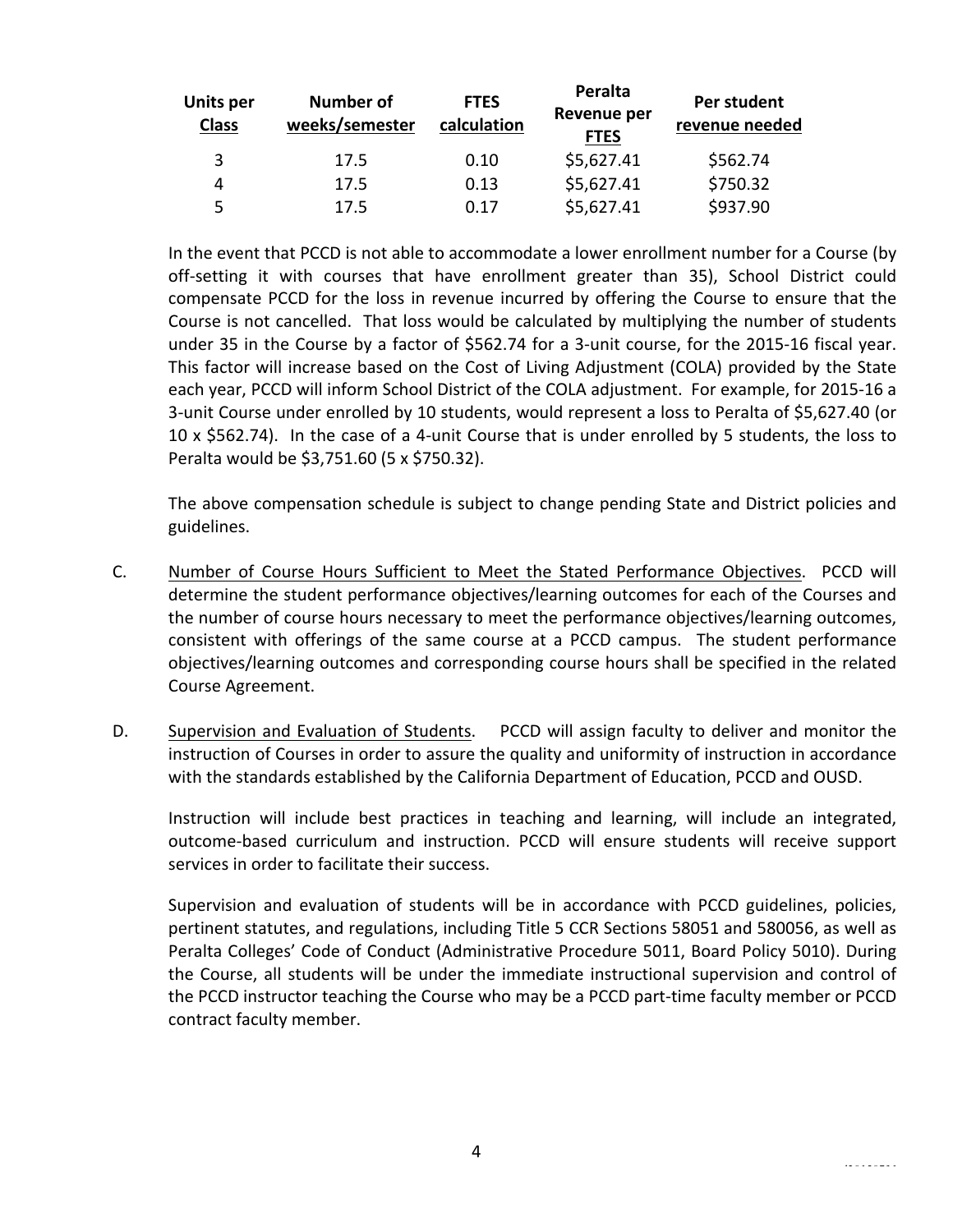| Units per Class | Number of weeks/semester | FTES calculation | Peralta Revenue per FTES | Per student revenue needed |
|---|---|---|---|---|
| 3 | 17.5 | 0.10 | $5,627.41 | $562.74 |
| 4 | 17.5 | 0.13 | $5,627.41 | $750.32 |
| 5 | 17.5 | 0.17 | $5,627.41 | $937.90 |

In the event that PCCD is not able to accommodate a lower enrollment number for a Course (by off-setting it with courses that have enrollment greater than 35), School District could compensate PCCD for the loss in revenue incurred by offering the Course to ensure that the Course is not cancelled. That loss would be calculated by multiplying the number of students under 35 in the Course by a factor of $562.74 for a 3-unit course, for the 2015-16 fiscal year. This factor will increase based on the Cost of Living Adjustment (COLA) provided by the State each year, PCCD will inform School District of the COLA adjustment. For example, for 2015-16 a 3-unit Course under enrolled by 10 students, would represent a loss to Peralta of $5,627.40 (or 10 x $562.74). In the case of a 4-unit Course that is under enrolled by 5 students, the loss to Peralta would be $3,751.60 (5 x $750.32).

The above compensation schedule is subject to change pending State and District policies and guidelines.

C. Number of Course Hours Sufficient to Meet the Stated Performance Objectives. PCCD will determine the student performance objectives/learning outcomes for each of the Courses and the number of course hours necessary to meet the performance objectives/learning outcomes, consistent with offerings of the same course at a PCCD campus. The student performance objectives/learning outcomes and corresponding course hours shall be specified in the related Course Agreement.

D. Supervision and Evaluation of Students. PCCD will assign faculty to deliver and monitor the instruction of Courses in order to assure the quality and uniformity of instruction in accordance with the standards established by the California Department of Education, PCCD and OUSD.

Instruction will include best practices in teaching and learning, will include an integrated, outcome-based curriculum and instruction. PCCD will ensure students will receive support services in order to facilitate their success.

Supervision and evaluation of students will be in accordance with PCCD guidelines, policies, pertinent statutes, and regulations, including Title 5 CCR Sections 58051 and 580056, as well as Peralta Colleges' Code of Conduct (Administrative Procedure 5011, Board Policy 5010). During the Course, all students will be under the immediate instructional supervision and control of the PCCD instructor teaching the Course who may be a PCCD part-time faculty member or PCCD contract faculty member.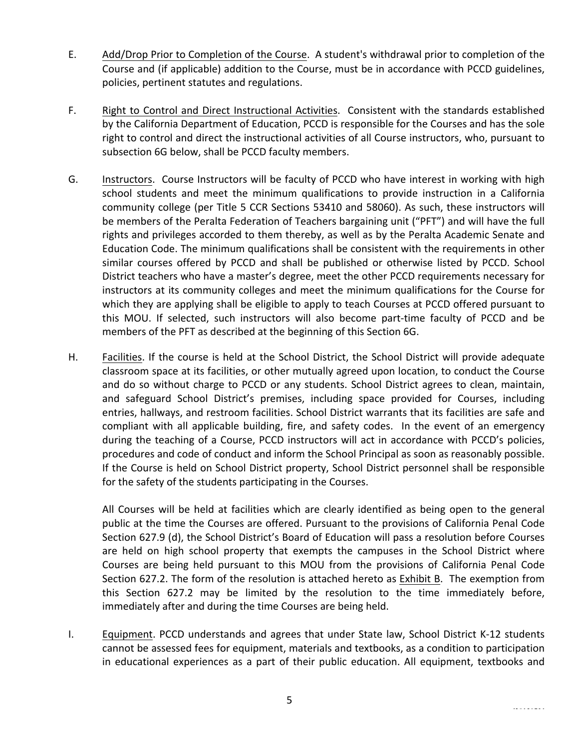E. <u>Add/Drop Prior to Completion of the Course</u>. A student's withdrawal prior to completion of the Course and (if applicable) addition to the Course, must be in accordance with PCCD guidelines, policies, pertinent statutes and regulations.

F. <u>Right to Control and Direct Instructional Activities</u>. Consistent with the standards established by the California Department of Education, PCCD is responsible for the Courses and has the sole right to control and direct the instructional activities of all Course instructors, who, pursuant to subsection 6G below, shall be PCCD faculty members.

G. <u>Instructors</u>. Course Instructors will be faculty of PCCD who have interest in working with high school students and meet the minimum qualifications to provide instruction in a California community college (per Title 5 CCR Sections 53410 and 58060). As such, these instructors will be members of the Peralta Federation of Teachers bargaining unit ("PFT") and will have the full rights and privileges accorded to them thereby, as well as by the Peralta Academic Senate and Education Code. The minimum qualifications shall be consistent with the requirements in other similar courses offered by PCCD and shall be published or otherwise listed by PCCD. School District teachers who have a master's degree, meet the other PCCD requirements necessary for instructors at its community colleges and meet the minimum qualifications for the Course for which they are applying shall be eligible to apply to teach Courses at PCCD offered pursuant to this MOU. If selected, such instructors will also become part-time faculty of PCCD and be members of the PFT as described at the beginning of this Section 6G.

H. <u>Facilities</u>. If the course is held at the School District, the School District will provide adequate classroom space at its facilities, or other mutually agreed upon location, to conduct the Course and do so without charge to PCCD or any students. School District agrees to clean, maintain, and safeguard School District's premises, including space provided for Courses, including entries, hallways, and restroom facilities. School District warrants that its facilities are safe and compliant with all applicable building, fire, and safety codes. In the event of an emergency during the teaching of a Course, PCCD instructors will act in accordance with PCCD's policies, procedures and code of conduct and inform the School Principal as soon as reasonably possible. If the Course is held on School District property, School District personnel shall be responsible for the safety of the students participating in the Courses.

All Courses will be held at facilities which are clearly identified as being open to the general public at the time the Courses are offered. Pursuant to the provisions of California Penal Code Section 627.9 (d), the School District's Board of Education will pass a resolution before Courses are held on high school property that exempts the campuses in the School District where Courses are being held pursuant to this MOU from the provisions of California Penal Code Section 627.2. The form of the resolution is attached hereto as <u>Exhibit B</u>. The exemption from this Section 627.2 may be limited by the resolution to the time immediately before, immediately after and during the time Courses are being held.

I. <u>Equipment</u>. PCCD understands and agrees that under State law, School District K-12 students cannot be assessed fees for equipment, materials and textbooks, as a condition to participation in educational experiences as a part of their public education. All equipment, textbooks and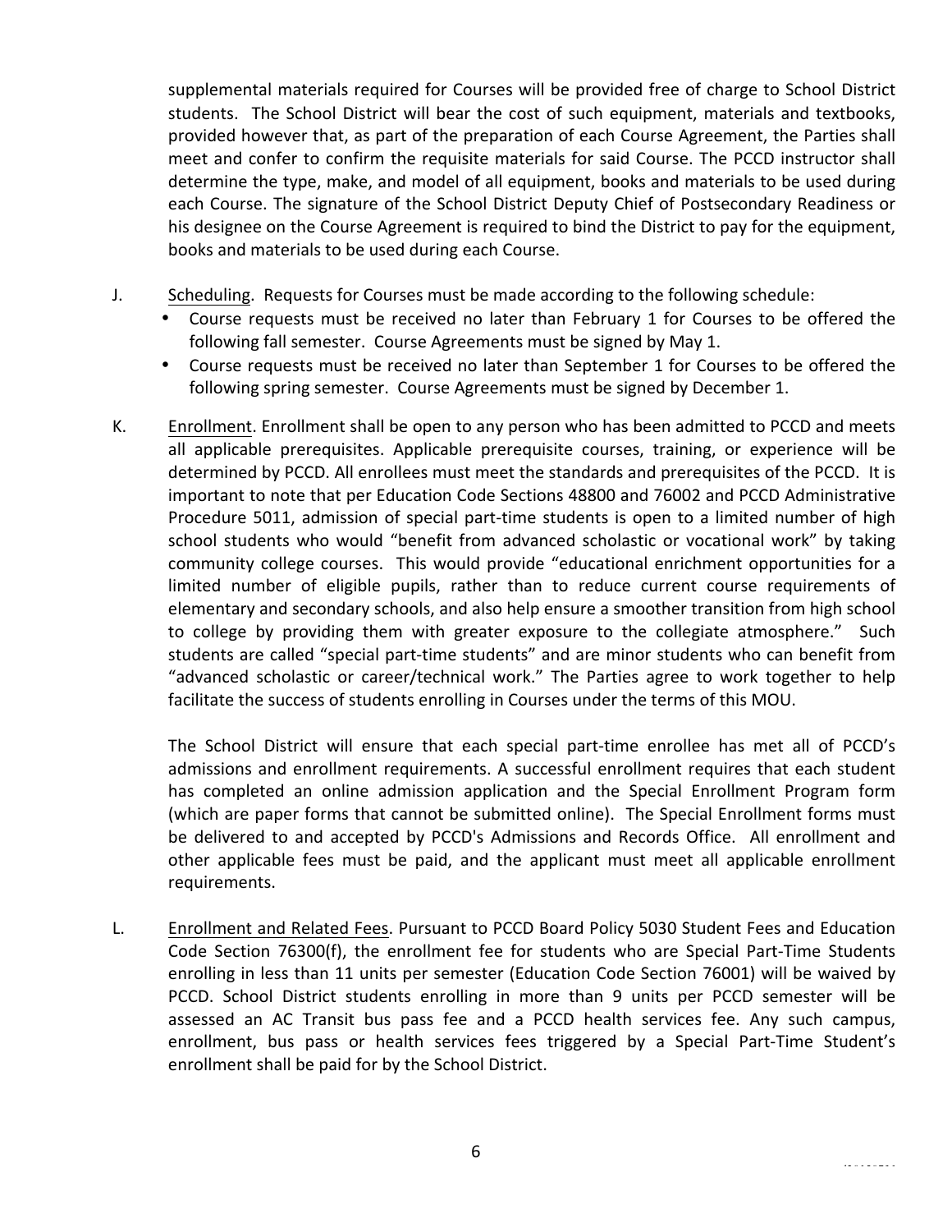supplemental materials required for Courses will be provided free of charge to School District students. The School District will bear the cost of such equipment, materials and textbooks, provided however that, as part of the preparation of each Course Agreement, the Parties shall meet and confer to confirm the requisite materials for said Course. The PCCD instructor shall determine the type, make, and model of all equipment, books and materials to be used during each Course. The signature of the School District Deputy Chief of Postsecondary Readiness or his designee on the Course Agreement is required to bind the District to pay for the equipment, books and materials to be used during each Course.

J. Scheduling. Requests for Courses must be made according to the following schedule:
   - Course requests must be received no later than February 1 for Courses to be offered the following fall semester. Course Agreements must be signed by May 1.
   - Course requests must be received no later than September 1 for Courses to be offered the following spring semester. Course Agreements must be signed by December 1.

K. Enrollment. Enrollment shall be open to any person who has been admitted to PCCD and meets all applicable prerequisites. Applicable prerequisite courses, training, or experience will be determined by PCCD. All enrollees must meet the standards and prerequisites of the PCCD. It is important to note that per Education Code Sections 48800 and 76002 and PCCD Administrative Procedure 5011, admission of special part-time students is open to a limited number of high school students who would "benefit from advanced scholastic or vocational work" by taking community college courses. This would provide "educational enrichment opportunities for a limited number of eligible pupils, rather than to reduce current course requirements of elementary and secondary schools, and also help ensure a smoother transition from high school to college by providing them with greater exposure to the collegiate atmosphere." Such students are called "special part-time students" and are minor students who can benefit from "advanced scholastic or career/technical work." The Parties agree to work together to help facilitate the success of students enrolling in Courses under the terms of this MOU.

   The School District will ensure that each special part-time enrollee has met all of PCCD's admissions and enrollment requirements. A successful enrollment requires that each student has completed an online admission application and the Special Enrollment Program form (which are paper forms that cannot be submitted online). The Special Enrollment forms must be delivered to and accepted by PCCD's Admissions and Records Office. All enrollment and other applicable fees must be paid, and the applicant must meet all applicable enrollment requirements.

L. Enrollment and Related Fees. Pursuant to PCCD Board Policy 5030 Student Fees and Education Code Section 76300(f), the enrollment fee for students who are Special Part-Time Students enrolling in less than 11 units per semester (Education Code Section 76001) will be waived by PCCD. School District students enrolling in more than 9 units per PCCD semester will be assessed an AC Transit bus pass fee and a PCCD health services fee. Any such campus, enrollment, bus pass or health services fees triggered by a Special Part-Time Student's enrollment shall be paid for by the School District.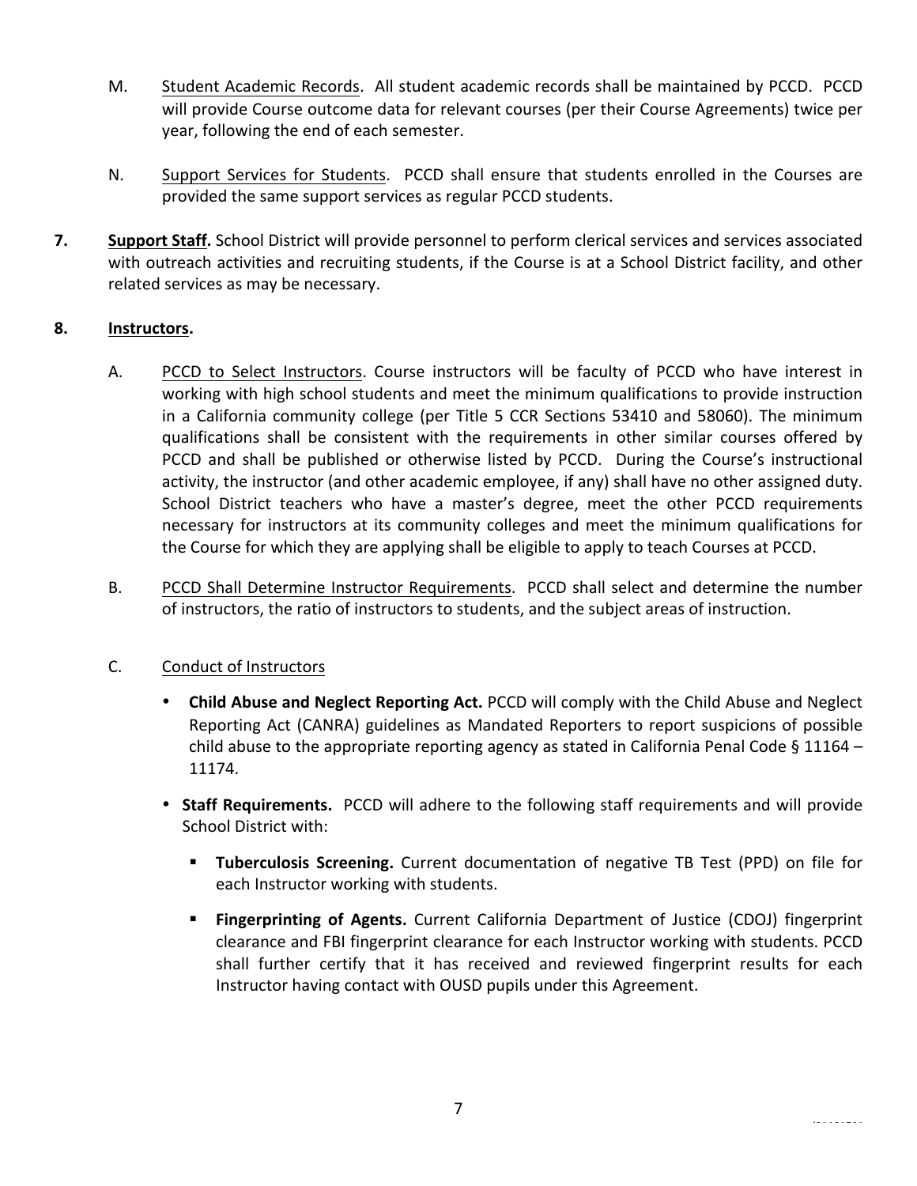M. <u>Student Academic Records</u>. All student academic records shall be maintained by PCCD. PCCD will provide Course outcome data for relevant courses (per their Course Agreements) twice per year, following the end of each semester.

N. <u>Support Services for Students</u>. PCCD shall ensure that students enrolled in the Courses are provided the same support services as regular PCCD students.

**7. <u>Support Staff.</u>** School District will provide personnel to perform clerical services and services associated with outreach activities and recruiting students, if the Course is at a School District facility, and other related services as may be necessary.

**8. <u>Instructors</u>.**

A. <u>PCCD to Select Instructors</u>. Course instructors will be faculty of PCCD who have interest in working with high school students and meet the minimum qualifications to provide instruction in a California community college (per Title 5 CCR Sections 53410 and 58060). The minimum qualifications shall be consistent with the requirements in other similar courses offered by PCCD and shall be published or otherwise listed by PCCD. During the Course's instructional activity, the instructor (and other academic employee, if any) shall have no other assigned duty. School District teachers who have a master's degree, meet the other PCCD requirements necessary for instructors at its community colleges and meet the minimum qualifications for the Course for which they are applying shall be eligible to apply to teach Courses at PCCD.

B. <u>PCCD Shall Determine Instructor Requirements</u>. PCCD shall select and determine the number of instructors, the ratio of instructors to students, and the subject areas of instruction.

C. <u>Conduct of Instructors</u>

- **Child Abuse and Neglect Reporting Act.** PCCD will comply with the Child Abuse and Neglect Reporting Act (CANRA) guidelines as Mandated Reporters to report suspicions of possible child abuse to the appropriate reporting agency as stated in California Penal Code § 11164 – 11174.

- **Staff Requirements.** PCCD will adhere to the following staff requirements and will provide School District with:

  - **Tuberculosis Screening.** Current documentation of negative TB Test (PPD) on file for each Instructor working with students.

  - **Fingerprinting of Agents.** Current California Department of Justice (CDOJ) fingerprint clearance and FBI fingerprint clearance for each Instructor working with students. PCCD shall further certify that it has received and reviewed fingerprint results for each Instructor having contact with OUSD pupils under this Agreement.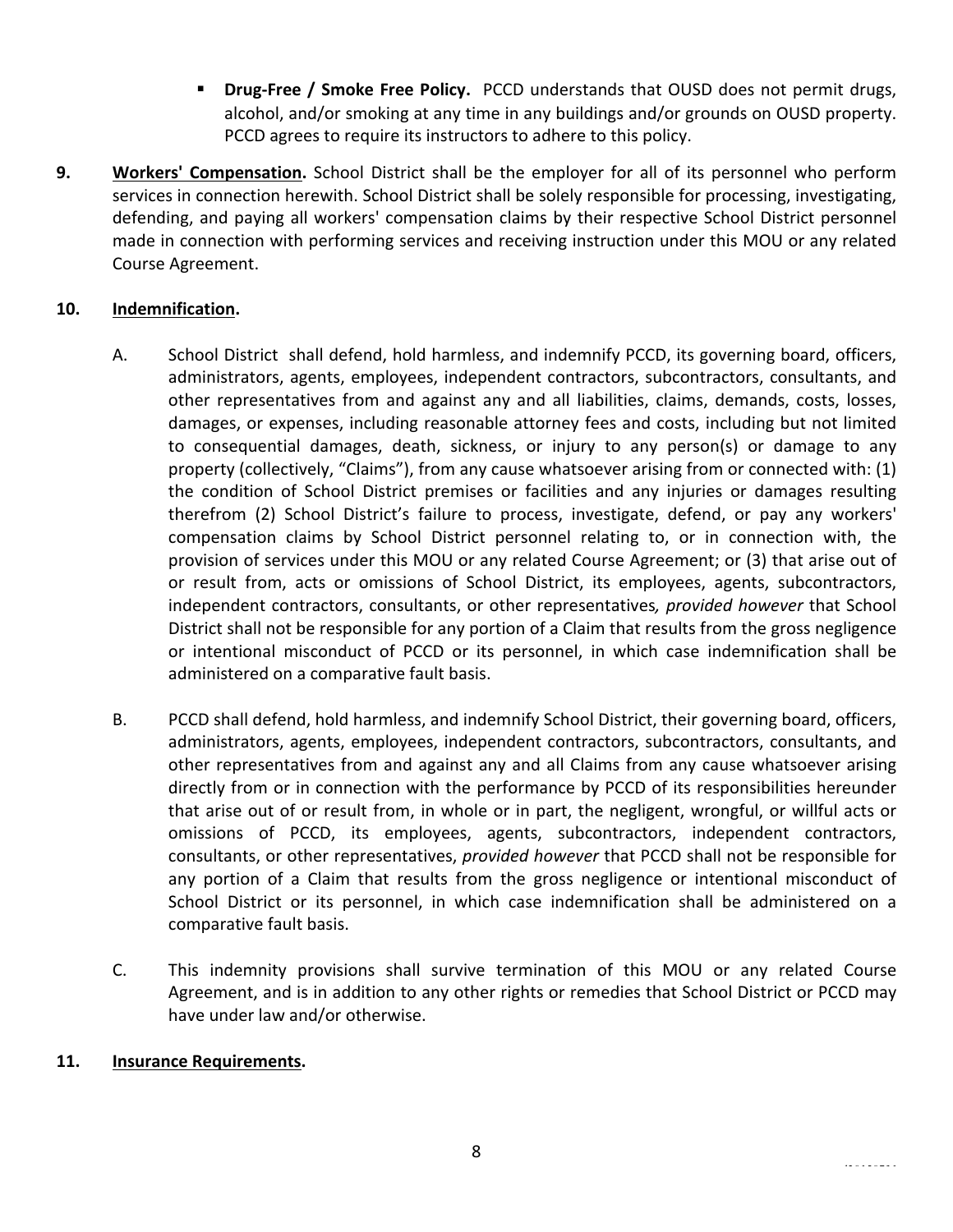- **Drug-Free / Smoke Free Policy.** PCCD understands that OUSD does not permit drugs, alcohol, and/or smoking at any time in any buildings and/or grounds on OUSD property. PCCD agrees to require its instructors to adhere to this policy.

**9. Workers' Compensation.** School District shall be the employer for all of its personnel who perform services in connection herewith. School District shall be solely responsible for processing, investigating, defending, and paying all workers' compensation claims by their respective School District personnel made in connection with performing services and receiving instruction under this MOU or any related Course Agreement.

**10. Indemnification.**

A. School District shall defend, hold harmless, and indemnify PCCD, its governing board, officers, administrators, agents, employees, independent contractors, subcontractors, consultants, and other representatives from and against any and all liabilities, claims, demands, costs, losses, damages, or expenses, including reasonable attorney fees and costs, including but not limited to consequential damages, death, sickness, or injury to any person(s) or damage to any property (collectively, "Claims"), from any cause whatsoever arising from or connected with: (1) the condition of School District premises or facilities and any injuries or damages resulting therefrom (2) School District's failure to process, investigate, defend, or pay any workers' compensation claims by School District personnel relating to, or in connection with, the provision of services under this MOU or any related Course Agreement; or (3) that arise out of or result from, acts or omissions of School District, its employees, agents, subcontractors, independent contractors, consultants, or other representatives*, provided however* that School District shall not be responsible for any portion of a Claim that results from the gross negligence or intentional misconduct of PCCD or its personnel, in which case indemnification shall be administered on a comparative fault basis.

B. PCCD shall defend, hold harmless, and indemnify School District, their governing board, officers, administrators, agents, employees, independent contractors, subcontractors, consultants, and other representatives from and against any and all Claims from any cause whatsoever arising directly from or in connection with the performance by PCCD of its responsibilities hereunder that arise out of or result from, in whole or in part, the negligent, wrongful, or willful acts or omissions of PCCD, its employees, agents, subcontractors, independent contractors, consultants, or other representatives, *provided however* that PCCD shall not be responsible for any portion of a Claim that results from the gross negligence or intentional misconduct of School District or its personnel, in which case indemnification shall be administered on a comparative fault basis.

C. This indemnity provisions shall survive termination of this MOU or any related Course Agreement, and is in addition to any other rights or remedies that School District or PCCD may have under law and/or otherwise.

**11. Insurance Requirements.**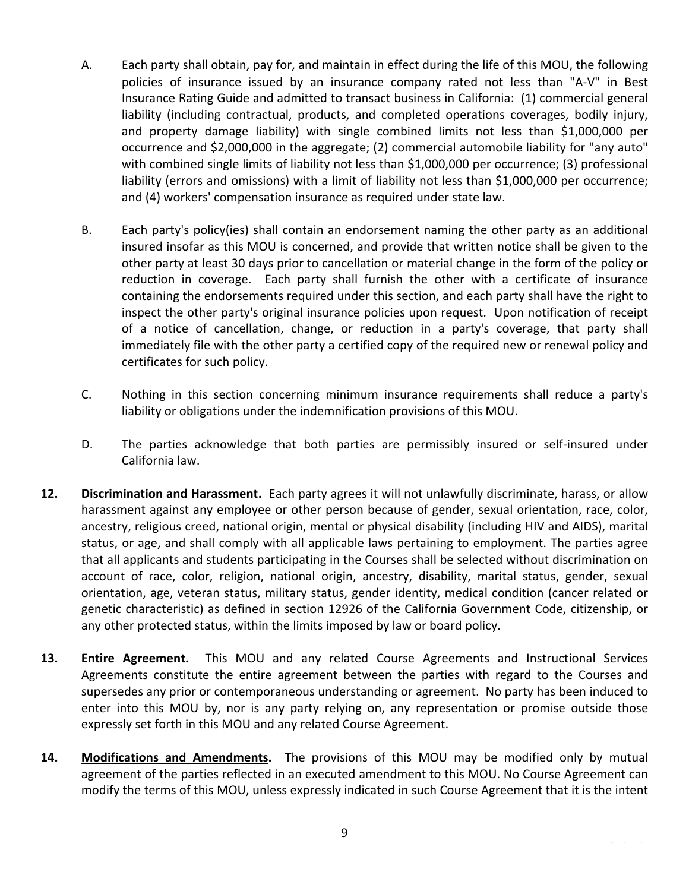A. Each party shall obtain, pay for, and maintain in effect during the life of this MOU, the following policies of insurance issued by an insurance company rated not less than "A-V" in Best Insurance Rating Guide and admitted to transact business in California: (1) commercial general liability (including contractual, products, and completed operations coverages, bodily injury, and property damage liability) with single combined limits not less than $1,000,000 per occurrence and $2,000,000 in the aggregate; (2) commercial automobile liability for "any auto" with combined single limits of liability not less than $1,000,000 per occurrence; (3) professional liability (errors and omissions) with a limit of liability not less than $1,000,000 per occurrence; and (4) workers' compensation insurance as required under state law.

B. Each party's policy(ies) shall contain an endorsement naming the other party as an additional insured insofar as this MOU is concerned, and provide that written notice shall be given to the other party at least 30 days prior to cancellation or material change in the form of the policy or reduction in coverage. Each party shall furnish the other with a certificate of insurance containing the endorsements required under this section, and each party shall have the right to inspect the other party's original insurance policies upon request. Upon notification of receipt of a notice of cancellation, change, or reduction in a party's coverage, that party shall immediately file with the other party a certified copy of the required new or renewal policy and certificates for such policy.

C. Nothing in this section concerning minimum insurance requirements shall reduce a party's liability or obligations under the indemnification provisions of this MOU.

D. The parties acknowledge that both parties are permissibly insured or self-insured under California law.

**12. Discrimination and Harassment.** Each party agrees it will not unlawfully discriminate, harass, or allow harassment against any employee or other person because of gender, sexual orientation, race, color, ancestry, religious creed, national origin, mental or physical disability (including HIV and AIDS), marital status, or age, and shall comply with all applicable laws pertaining to employment. The parties agree that all applicants and students participating in the Courses shall be selected without discrimination on account of race, color, religion, national origin, ancestry, disability, marital status, gender, sexual orientation, age, veteran status, military status, gender identity, medical condition (cancer related or genetic characteristic) as defined in section 12926 of the California Government Code, citizenship, or any other protected status, within the limits imposed by law or board policy.

**13. Entire Agreement.** This MOU and any related Course Agreements and Instructional Services Agreements constitute the entire agreement between the parties with regard to the Courses and supersedes any prior or contemporaneous understanding or agreement. No party has been induced to enter into this MOU by, nor is any party relying on, any representation or promise outside those expressly set forth in this MOU and any related Course Agreement.

**14. Modifications and Amendments.** The provisions of this MOU may be modified only by mutual agreement of the parties reflected in an executed amendment to this MOU. No Course Agreement can modify the terms of this MOU, unless expressly indicated in such Course Agreement that it is the intent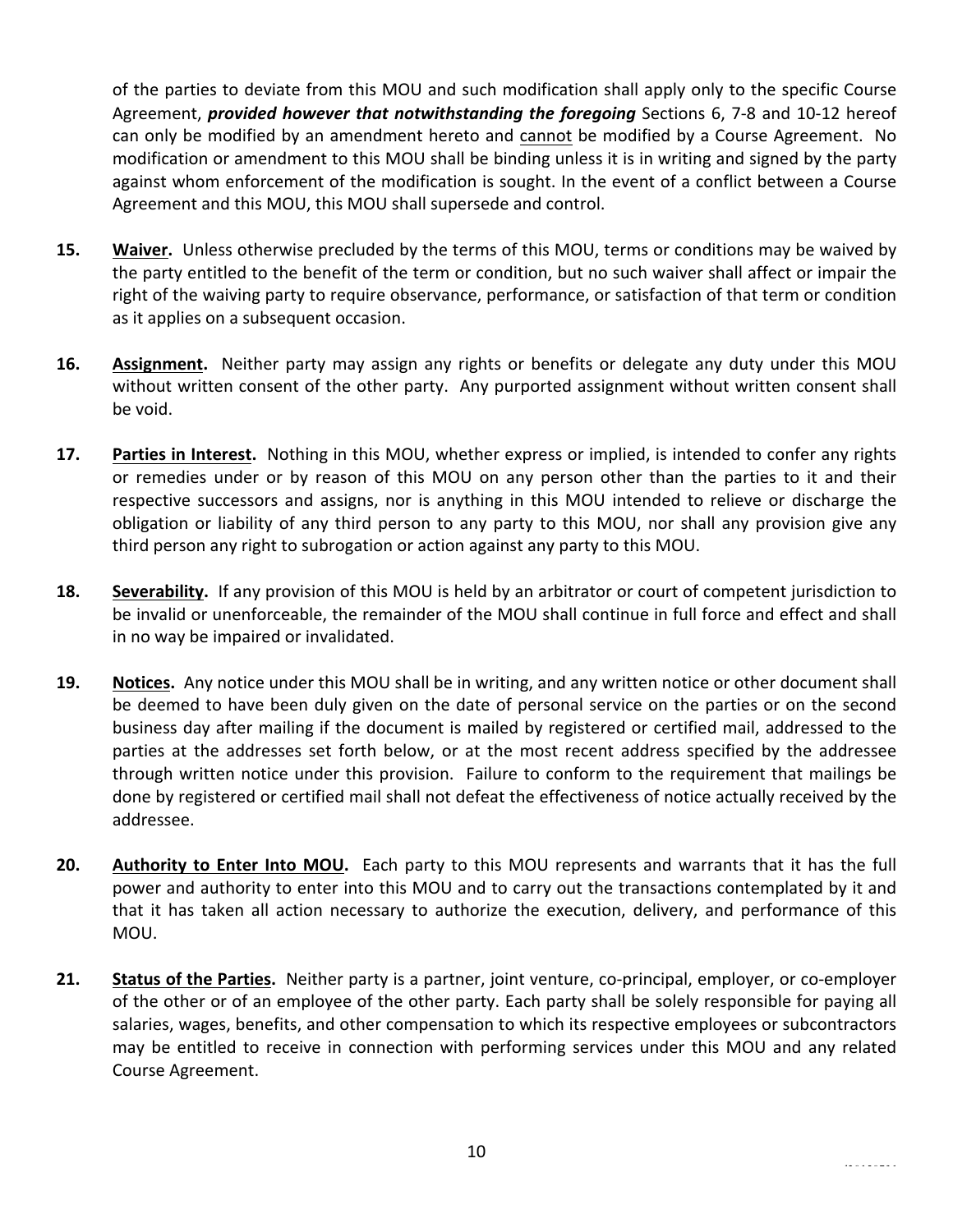of the parties to deviate from this MOU and such modification shall apply only to the specific Course Agreement, ***provided however that notwithstanding the foregoing*** Sections 6, 7-8 and 10-12 hereof can only be modified by an amendment hereto and <u>cannot</u> be modified by a Course Agreement. No modification or amendment to this MOU shall be binding unless it is in writing and signed by the party against whom enforcement of the modification is sought. In the event of a conflict between a Course Agreement and this MOU, this MOU shall supersede and control.

**15.** **<u>Waiver</u>.** Unless otherwise precluded by the terms of this MOU, terms or conditions may be waived by the party entitled to the benefit of the term or condition, but no such waiver shall affect or impair the right of the waiving party to require observance, performance, or satisfaction of that term or condition as it applies on a subsequent occasion.

**16.** **<u>Assignment</u>.** Neither party may assign any rights or benefits or delegate any duty under this MOU without written consent of the other party. Any purported assignment without written consent shall be void.

**17.** **<u>Parties in Interest</u>.** Nothing in this MOU, whether express or implied, is intended to confer any rights or remedies under or by reason of this MOU on any person other than the parties to it and their respective successors and assigns, nor is anything in this MOU intended to relieve or discharge the obligation or liability of any third person to any party to this MOU, nor shall any provision give any third person any right to subrogation or action against any party to this MOU.

**18.** **<u>Severability</u>.** If any provision of this MOU is held by an arbitrator or court of competent jurisdiction to be invalid or unenforceable, the remainder of the MOU shall continue in full force and effect and shall in no way be impaired or invalidated.

**19.** **<u>Notices</u>.** Any notice under this MOU shall be in writing, and any written notice or other document shall be deemed to have been duly given on the date of personal service on the parties or on the second business day after mailing if the document is mailed by registered or certified mail, addressed to the parties at the addresses set forth below, or at the most recent address specified by the addressee through written notice under this provision. Failure to conform to the requirement that mailings be done by registered or certified mail shall not defeat the effectiveness of notice actually received by the addressee.

**20.** **<u>Authority to Enter Into MOU</u>.** Each party to this MOU represents and warrants that it has the full power and authority to enter into this MOU and to carry out the transactions contemplated by it and that it has taken all action necessary to authorize the execution, delivery, and performance of this MOU.

**21.** **<u>Status of the Parties</u>.** Neither party is a partner, joint venture, co-principal, employer, or co-employer of the other or of an employee of the other party. Each party shall be solely responsible for paying all salaries, wages, benefits, and other compensation to which its respective employees or subcontractors may be entitled to receive in connection with performing services under this MOU and any related Course Agreement.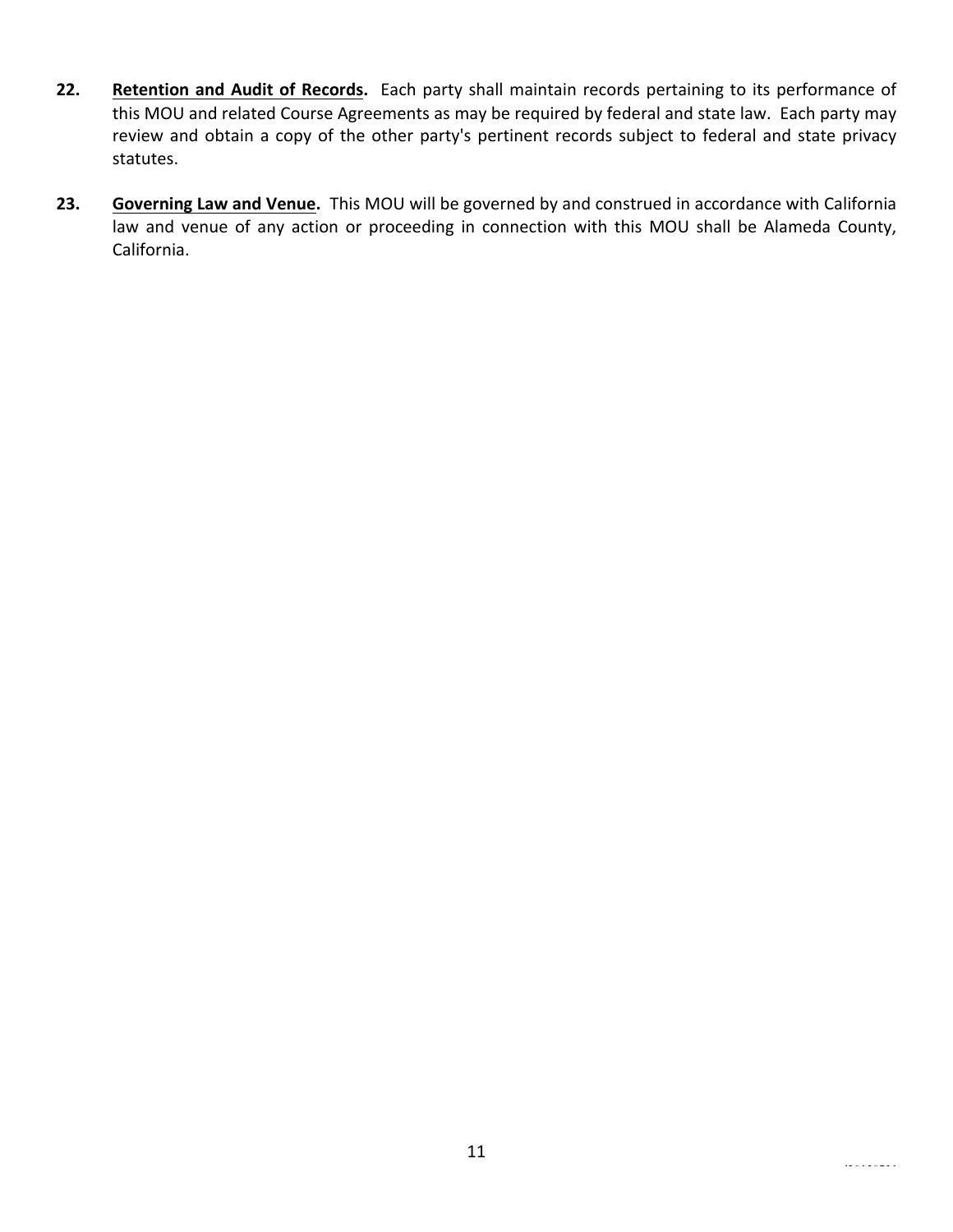22. **<u>Retention and Audit of Records</u>.** Each party shall maintain records pertaining to its performance of this MOU and related Course Agreements as may be required by federal and state law. Each party may review and obtain a copy of the other party's pertinent records subject to federal and state privacy statutes.

23. **<u>Governing Law and Venue</u>.** This MOU will be governed by and construed in accordance with California law and venue of any action or proceeding in connection with this MOU shall be Alameda County, California.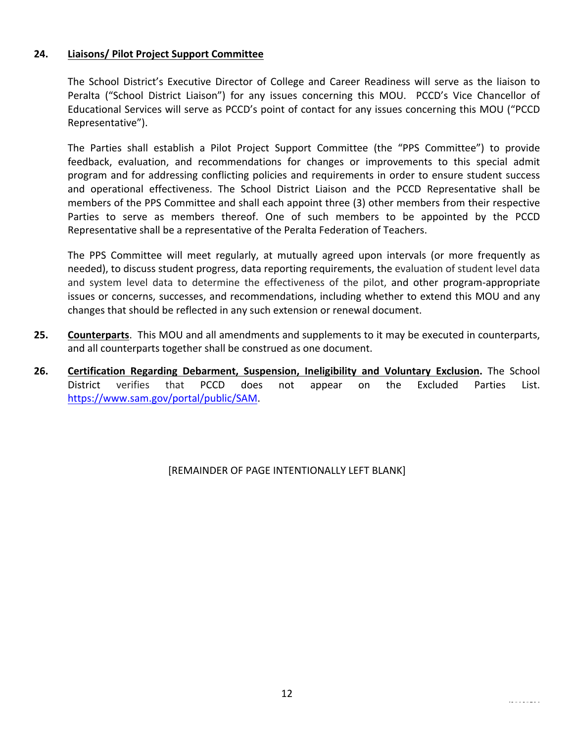**24. Liaisons/ Pilot Project Support Committee**

The School District's Executive Director of College and Career Readiness will serve as the liaison to Peralta ("School District Liaison") for any issues concerning this MOU. PCCD's Vice Chancellor of Educational Services will serve as PCCD's point of contact for any issues concerning this MOU ("PCCD Representative").

The Parties shall establish a Pilot Project Support Committee (the "PPS Committee") to provide feedback, evaluation, and recommendations for changes or improvements to this special admit program and for addressing conflicting policies and requirements in order to ensure student success and operational effectiveness. The School District Liaison and the PCCD Representative shall be members of the PPS Committee and shall each appoint three (3) other members from their respective Parties to serve as members thereof. One of such members to be appointed by the PCCD Representative shall be a representative of the Peralta Federation of Teachers.

The PPS Committee will meet regularly, at mutually agreed upon intervals (or more frequently as needed), to discuss student progress, data reporting requirements, the evaluation of student level data and system level data to determine the effectiveness of the pilot, and other program-appropriate issues or concerns, successes, and recommendations, including whether to extend this MOU and any changes that should be reflected in any such extension or renewal document.

**25. Counterparts**. This MOU and all amendments and supplements to it may be executed in counterparts, and all counterparts together shall be construed as one document.

**26. Certification Regarding Debarment, Suspension, Ineligibility and Voluntary Exclusion.** The School District verifies that PCCD does not appear on the Excluded Parties List. https://www.sam.gov/portal/public/SAM.

[REMAINDER OF PAGE INTENTIONALLY LEFT BLANK]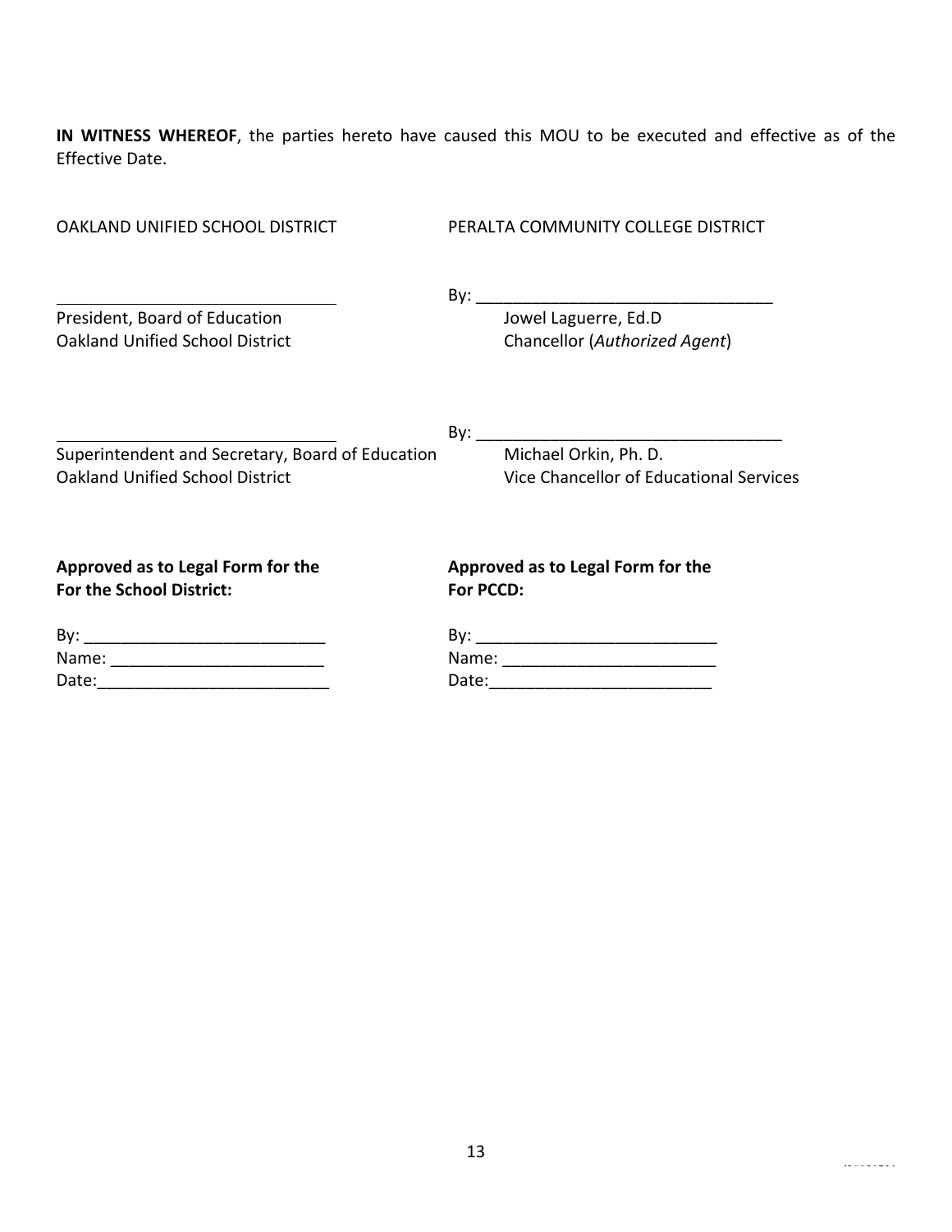**IN WITNESS WHEREOF**, the parties hereto have caused this MOU to be executed and effective as of the Effective Date.

OAKLAND UNIFIED SCHOOL DISTRICT

\_\_\_\_\_\_\_\_\_\_\_\_\_\_\_\_\_\_\_\_\_\_\_\_\_\_\_\_\_\_\_\_
President, Board of Education
Oakland Unified School District

\_\_\_\_\_\_\_\_\_\_\_\_\_\_\_\_\_\_\_\_\_\_\_\_\_\_\_\_\_\_\_\_
Superintendent and Secretary, Board of Education
Oakland Unified School District

PERALTA COMMUNITY COLLEGE DISTRICT

By: \_\_\_\_\_\_\_\_\_\_\_\_\_\_\_\_\_\_\_\_\_\_\_\_\_\_\_\_\_\_\_\_
Jowel Laguerre, Ed.D
Chancellor (*Authorized Agent*)

By: \_\_\_\_\_\_\_\_\_\_\_\_\_\_\_\_\_\_\_\_\_\_\_\_\_\_\_\_\_\_\_\_
Michael Orkin, Ph. D.
Vice Chancellor of Educational Services

**Approved as to Legal Form for the For the School District:**

By: \_\_\_\_\_\_\_\_\_\_\_\_\_\_\_\_\_\_\_\_\_\_\_\_\_\_
Name: \_\_\_\_\_\_\_\_\_\_\_\_\_\_\_\_\_\_\_\_\_\_\_\_
Date:\_\_\_\_\_\_\_\_\_\_\_\_\_\_\_\_\_\_\_\_\_\_\_\_\_\_

**Approved as to Legal Form for the For PCCD:**

By: \_\_\_\_\_\_\_\_\_\_\_\_\_\_\_\_\_\_\_\_\_\_\_\_\_\_
Name: \_\_\_\_\_\_\_\_\_\_\_\_\_\_\_\_\_\_\_\_\_\_\_\_
Date:\_\_\_\_\_\_\_\_\_\_\_\_\_\_\_\_\_\_\_\_\_\_\_\_\_\_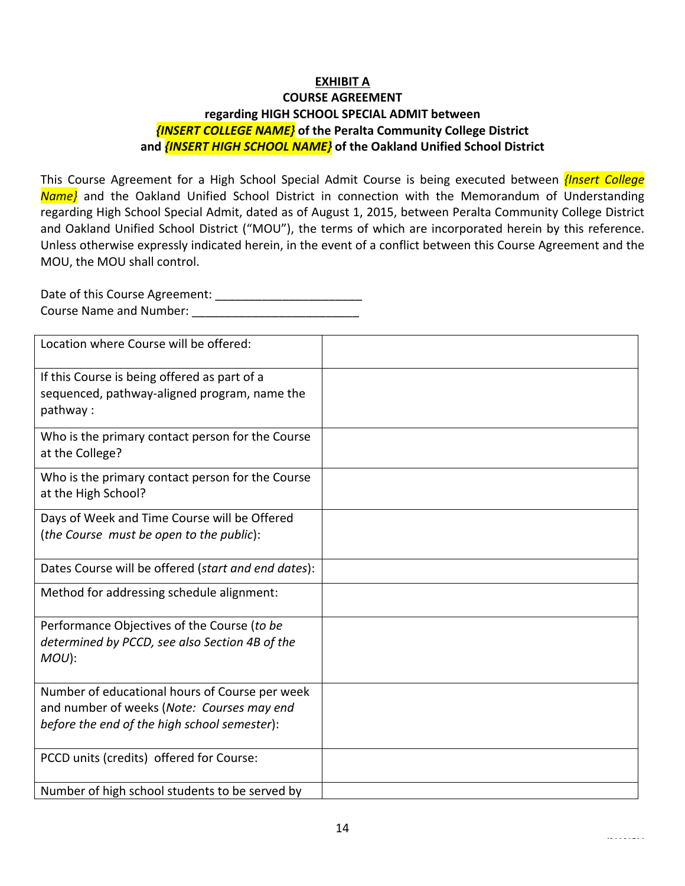**EXHIBIT A**
**COURSE AGREEMENT**
**regarding HIGH SCHOOL SPECIAL ADMIT between**
***{INSERT COLLEGE NAME}* of the Peralta Community College District**
**and *{INSERT HIGH SCHOOL NAME}* of the Oakland Unified School District**

This Course Agreement for a High School Special Admit Course is being executed between *{Insert College Name}* and the Oakland Unified School District in connection with the Memorandum of Understanding regarding High School Special Admit, dated as of August 1, 2015, between Peralta Community College District and Oakland Unified School District ("MOU"), the terms of which are incorporated herein by this reference. Unless otherwise expressly indicated herein, in the event of a conflict between this Course Agreement and the MOU, the MOU shall control.

Date of this Course Agreement: ______________________
Course Name and Number: ________________________

| | |
|---|---|
| Location where Course will be offered: | |
| If this Course is being offered as part of a sequenced, pathway-aligned program, name the pathway : | |
| Who is the primary contact person for the Course at the College? | |
| Who is the primary contact person for the Course at the High School? | |
| Days of Week and Time Course will be Offered (*the Course must be open to the public*): | |
| Dates Course will be offered (*start and end dates*): | |
| Method for addressing schedule alignment: | |
| Performance Objectives of the Course (*to be determined by PCCD, see also Section 4B of the MOU*): | |
| Number of educational hours of Course per week and number of weeks (*Note: Courses may end before the end of the high school semester*): | |
| PCCD units (credits) offered for Course: | |
| Number of high school students to be served by | |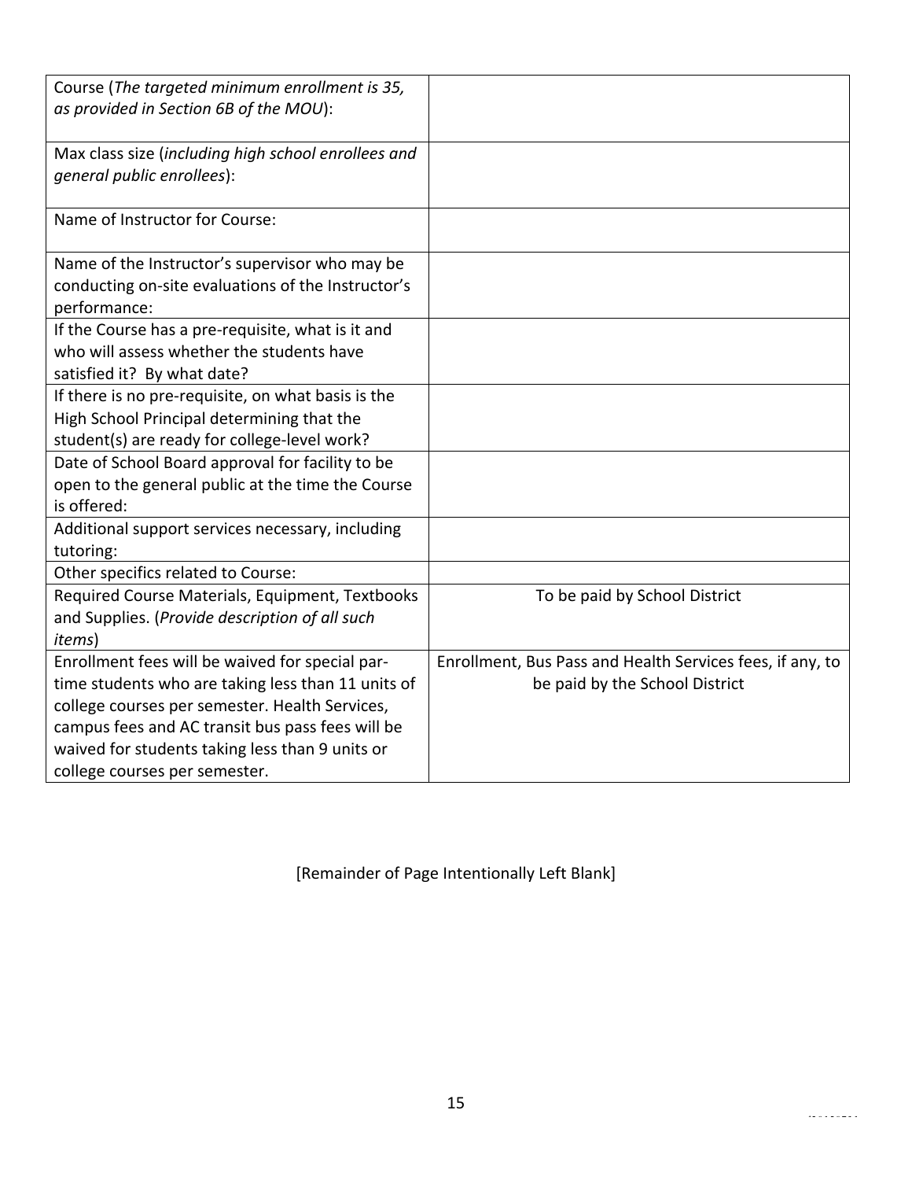| Course (*The targeted minimum enrollment is 35, as provided in Section 6B of the MOU*): | |
|---|---|
| Max class size (*including high school enrollees and general public enrollees*): | |
| Name of Instructor for Course: | |
| Name of the Instructor's supervisor who may be conducting on-site evaluations of the Instructor's performance: | |
| If the Course has a pre-requisite, what is it and who will assess whether the students have satisfied it? By what date? | |
| If there is no pre-requisite, on what basis is the High School Principal determining that the student(s) are ready for college-level work? | |
| Date of School Board approval for facility to be open to the general public at the time the Course is offered: | |
| Additional support services necessary, including tutoring: | |
| Other specifics related to Course: | |
| Required Course Materials, Equipment, Textbooks and Supplies. (*Provide description of all such items*) | To be paid by School District |
| Enrollment fees will be waived for special par-time students who are taking less than 11 units of college courses per semester. Health Services, campus fees and AC transit bus pass fees will be waived for students taking less than 9 units or college courses per semester. | Enrollment, Bus Pass and Health Services fees, if any, to be paid by the School District |

[Remainder of Page Intentionally Left Blank]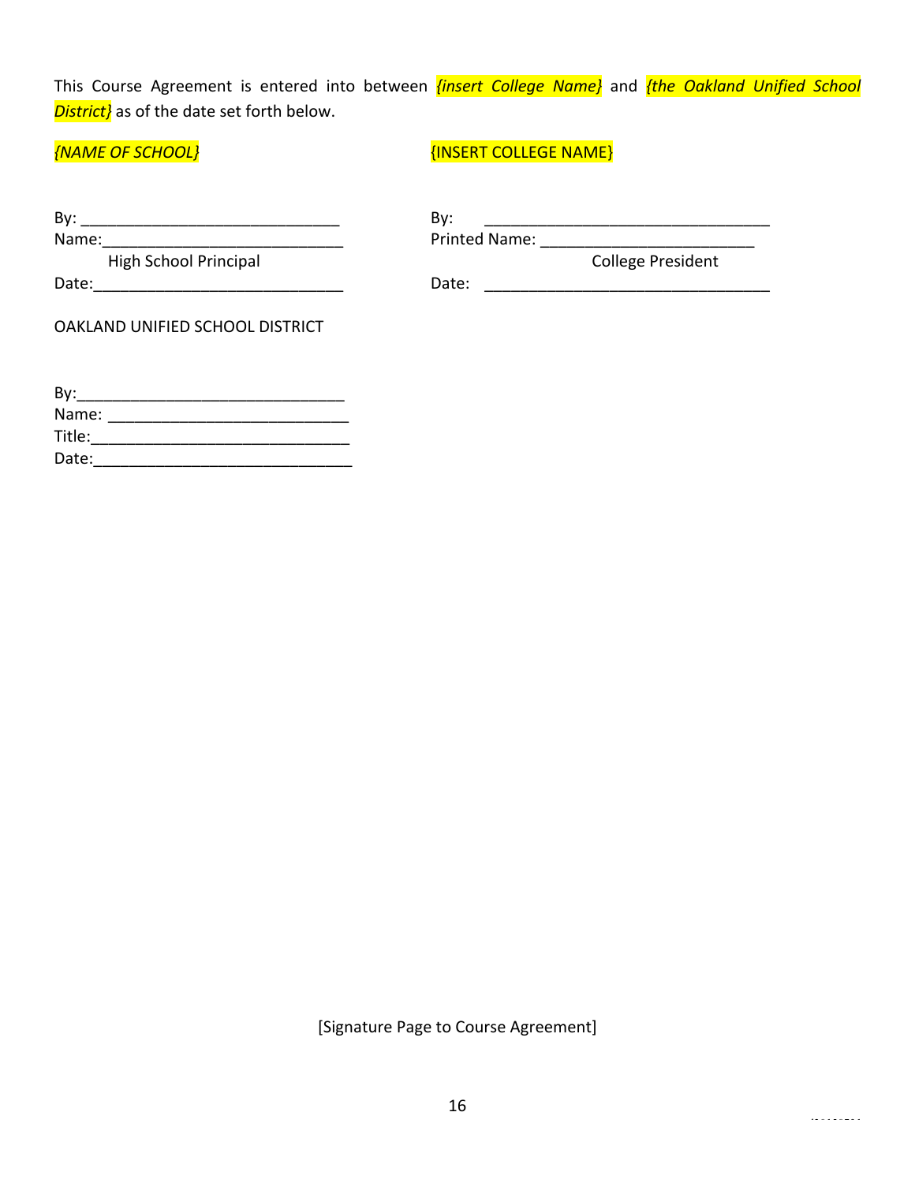This Course Agreement is entered into between *{insert College Name}* and *{the Oakland Unified School District}* as of the date set forth below.

*{NAME OF SCHOOL}*

By: ______________________________
Name:_____________________________
High School Principal
Date:_____________________________

{INSERT COLLEGE NAME}

By: ______________________________
Printed Name: _____________________
College President
Date: _____________________________

OAKLAND UNIFIED SCHOOL DISTRICT

By:_______________________________
Name: ____________________________
Title:_____________________________
Date:_____________________________

[Signature Page to Course Agreement]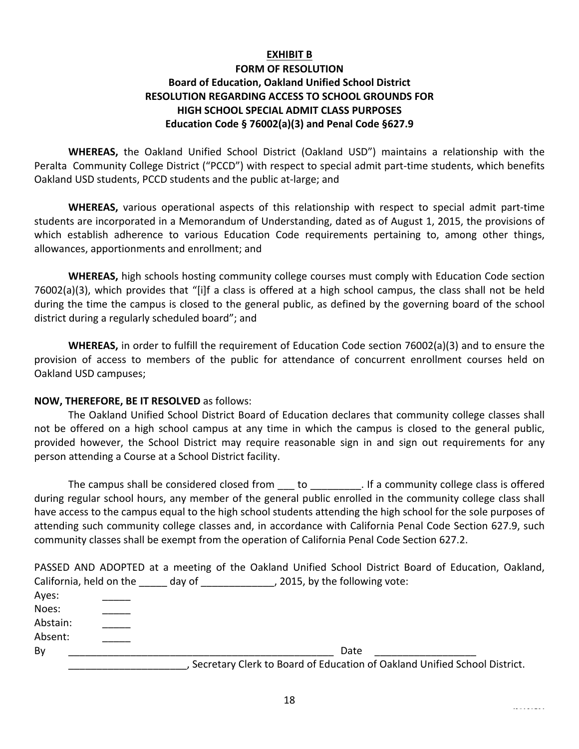**EXHIBIT B**

**FORM OF RESOLUTION**

**Board of Education, Oakland Unified School District**

**RESOLUTION REGARDING ACCESS TO SCHOOL GROUNDS FOR HIGH SCHOOL SPECIAL ADMIT CLASS PURPOSES**

**Education Code § 76002(a)(3) and Penal Code §627.9**

**WHEREAS,** the Oakland Unified School District (Oakland USD") maintains a relationship with the Peralta Community College District ("PCCD") with respect to special admit part-time students, which benefits Oakland USD students, PCCD students and the public at-large; and

**WHEREAS,** various operational aspects of this relationship with respect to special admit part-time students are incorporated in a Memorandum of Understanding, dated as of August 1, 2015, the provisions of which establish adherence to various Education Code requirements pertaining to, among other things, allowances, apportionments and enrollment; and

**WHEREAS,** high schools hosting community college courses must comply with Education Code section 76002(a)(3), which provides that "[i]f a class is offered at a high school campus, the class shall not be held during the time the campus is closed to the general public, as defined by the governing board of the school district during a regularly scheduled board"; and

**WHEREAS,** in order to fulfill the requirement of Education Code section 76002(a)(3) and to ensure the provision of access to members of the public for attendance of concurrent enrollment courses held on Oakland USD campuses;

**NOW, THEREFORE, BE IT RESOLVED** as follows:

The Oakland Unified School District Board of Education declares that community college classes shall not be offered on a high school campus at any time in which the campus is closed to the general public, provided however, the School District may require reasonable sign in and sign out requirements for any person attending a Course at a School District facility.

The campus shall be considered closed from ___ to _________. If a community college class is offered during regular school hours, any member of the general public enrolled in the community college class shall have access to the campus equal to the high school students attending the high school for the sole purposes of attending such community college classes and, in accordance with California Penal Code Section 627.9, such community classes shall be exempt from the operation of California Penal Code Section 627.2.

PASSED AND ADOPTED at a meeting of the Oakland Unified School District Board of Education, Oakland, California, held on the _____ day of _____________, 2015, by the following vote:

Ayes: _____

Noes: _____

Abstain: _____

Absent: _____

By __________________________________________________ Date __________________

_____________________, Secretary Clerk to Board of Education of Oakland Unified School District.